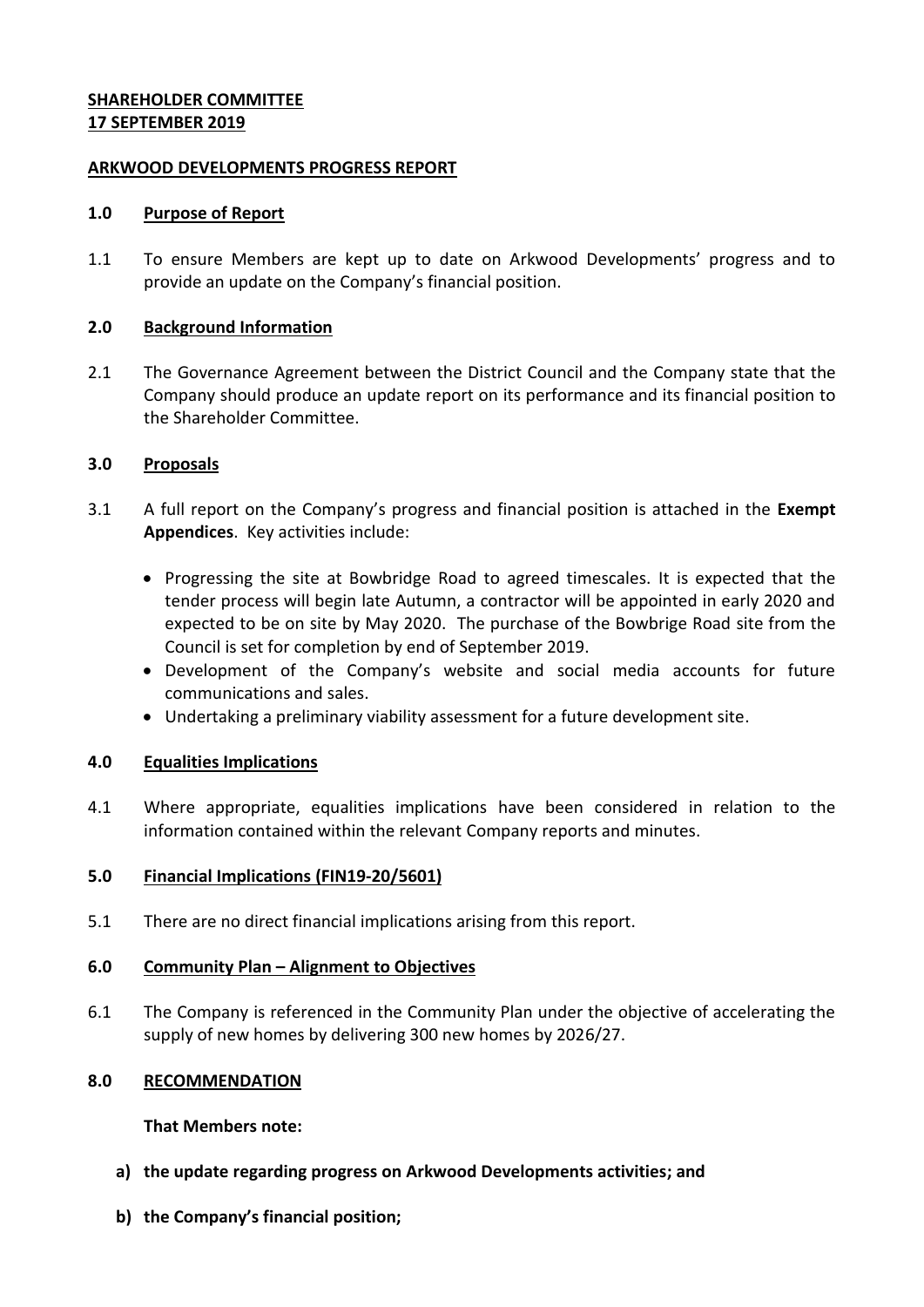**SHAREHOLDER COMMITTEE**
**17 SEPTEMBER 2019**

**ARKWOOD DEVELOPMENTS PROGRESS REPORT**

## 1.0 Purpose of Report

1.1 To ensure Members are kept up to date on Arkwood Developments' progress and to provide an update on the Company's financial position.

## 2.0 Background Information

2.1 The Governance Agreement between the District Council and the Company state that the Company should produce an update report on its performance and its financial position to the Shareholder Committee.

## 3.0 Proposals

3.1 A full report on the Company's progress and financial position is attached in the **Exempt Appendices**. Key activities include:

- Progressing the site at Bowbridge Road to agreed timescales. It is expected that the tender process will begin late Autumn, a contractor will be appointed in early 2020 and expected to be on site by May 2020. The purchase of the Bowbrige Road site from the Council is set for completion by end of September 2019.
- Development of the Company's website and social media accounts for future communications and sales.
- Undertaking a preliminary viability assessment for a future development site.

## 4.0 Equalities Implications

4.1 Where appropriate, equalities implications have been considered in relation to the information contained within the relevant Company reports and minutes.

## 5.0 Financial Implications (FIN19-20/5601)

5.1 There are no direct financial implications arising from this report.

## 6.0 Community Plan – Alignment to Objectives

6.1 The Company is referenced in the Community Plan under the objective of accelerating the supply of new homes by delivering 300 new homes by 2026/27.

## 8.0 RECOMMENDATION

**That Members note:**

**a) the update regarding progress on Arkwood Developments activities; and**

**b) the Company's financial position;**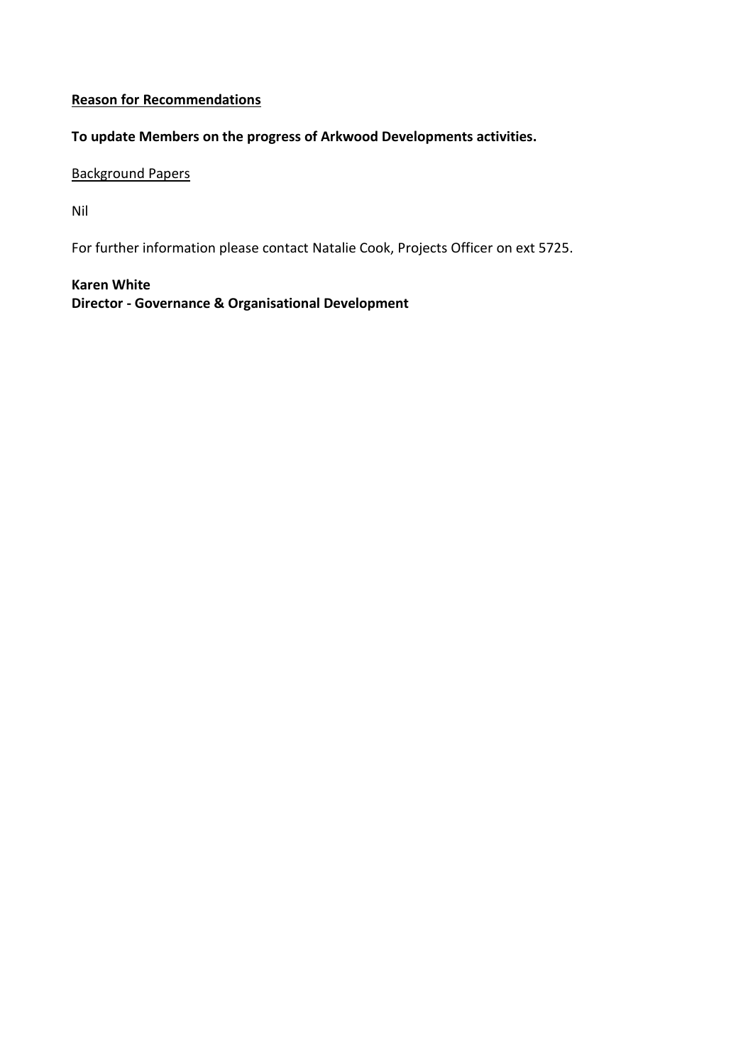**Reason for Recommendations**

**To update Members on the progress of Arkwood Developments activities.**

Background Papers

Nil

For further information please contact Natalie Cook, Projects Officer on ext 5725.

**Karen White**
**Director - Governance & Organisational Development**